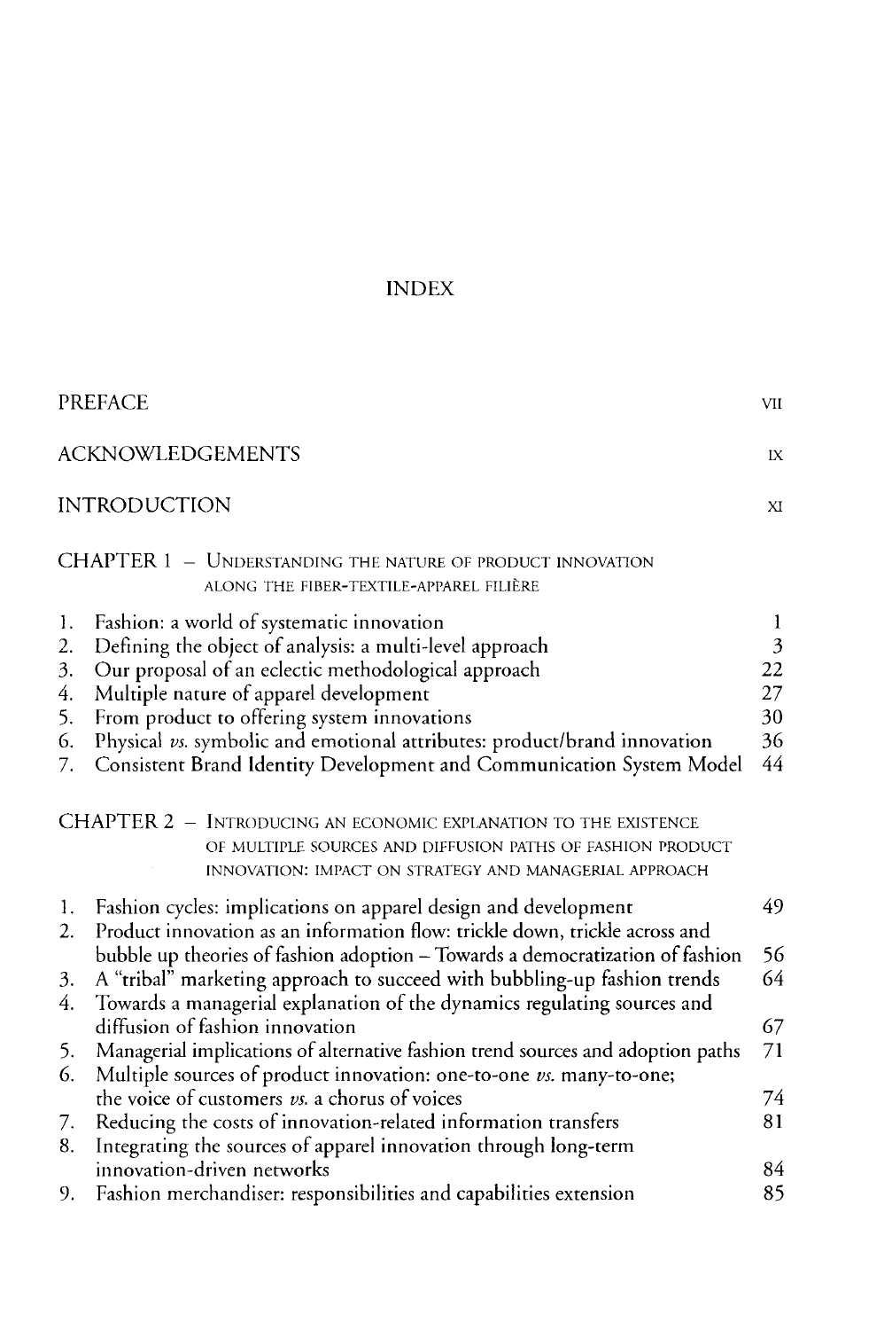# INDEX

| | |
|---|---|
| PREFACE | VII |
| ACKNOWLEDGEMENTS | IX |
| INTRODUCTION | XI |

## CHAPTER 1 – Understanding the nature of product innovation along the fiber-textile-apparel filière

| | | |
|---|---|---|
| 1. | Fashion: a world of systematic innovation | 1 |
| 2. | Defining the object of analysis: a multi-level approach | 3 |
| 3. | Our proposal of an eclectic methodological approach | 22 |
| 4. | Multiple nature of apparel development | 27 |
| 5. | From product to offering system innovations | 30 |
| 6. | Physical *vs.* symbolic and emotional attributes: product/brand innovation | 36 |
| 7. | Consistent Brand Identity Development and Communication System Model | 44 |

## CHAPTER 2 – Introducing an economic explanation to the existence of multiple sources and diffusion paths of fashion product innovation: impact on strategy and managerial approach

| | | |
|---|---|---|
| 1. | Fashion cycles: implications on apparel design and development | 49 |
| 2. | Product innovation as an information flow: trickle down, trickle across and bubble up theories of fashion adoption – Towards a democratization of fashion | 56 |
| 3. | A "tribal" marketing approach to succeed with bubbling-up fashion trends | 64 |
| 4. | Towards a managerial explanation of the dynamics regulating sources and diffusion of fashion innovation | 67 |
| 5. | Managerial implications of alternative fashion trend sources and adoption paths | 71 |
| 6. | Multiple sources of product innovation: one-to-one *vs.* many-to-one; the voice of customers *vs.* a chorus of voices | 74 |
| 7. | Reducing the costs of innovation-related information transfers | 81 |
| 8. | Integrating the sources of apparel innovation through long-term innovation-driven networks | 84 |
| 9. | Fashion merchandiser: responsibilities and capabilities extension | 85 |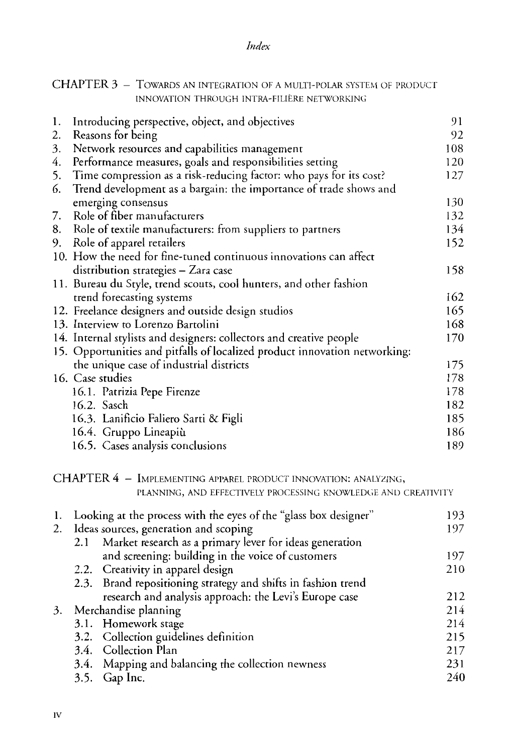## CHAPTER 3 – Towards an integration of a multi-polar system of product innovation through intra-filière networking

| | | |
|---|---|---|
| 1. | Introducing perspective, object, and objectives | 91 |
| 2. | Reasons for being | 92 |
| 3. | Network resources and capabilities management | 108 |
| 4. | Performance measures, goals and responsibilities setting | 120 |
| 5. | Time compression as a risk-reducing factor: who pays for its cost? | 127 |
| 6. | Trend development as a bargain: the importance of trade shows and emerging consensus | 130 |
| 7. | Role of fiber manufacturers | 132 |
| 8. | Role of textile manufacturers: from suppliers to partners | 134 |
| 9. | Role of apparel retailers | 152 |
| 10. | How the need for fine-tuned continuous innovations can affect distribution strategies – Zara case | 158 |
| 11. | Bureau du Style, trend scouts, cool hunters, and other fashion trend forecasting systems | 162 |
| 12. | Freelance designers and outside design studios | 165 |
| 13. | Interview to Lorenzo Bartolini | 168 |
| 14. | Internal stylists and designers: collectors and creative people | 170 |
| 15. | Opportunities and pitfalls of localized product innovation networking: the unique case of industrial districts | 175 |
| 16. | Case studies | 178 |
| | 16.1. Patrizia Pepe Firenze | 178 |
| | 16.2. Sasch | 182 |
| | 16.3. Lanificio Faliero Sarti & Figli | 185 |
| | 16.4. Gruppo Lineapiù | 186 |
| | 16.5. Cases analysis conclusions | 189 |

## CHAPTER 4 – Implementing apparel product innovation: analyzing, planning, and effectively processing knowledge and creativity

| | | |
|---|---|---|
| 1. | Looking at the process with the eyes of the "glass box designer" | 193 |
| 2. | Ideas sources, generation and scoping | 197 |
| | 2.1 Market research as a primary lever for ideas generation and screening: building in the voice of customers | 197 |
| | 2.2. Creativity in apparel design | 210 |
| | 2.3. Brand repositioning strategy and shifts in fashion trend research and analysis approach: the Levi's Europe case | 212 |
| 3. | Merchandise planning | 214 |
| | 3.1. Homework stage | 214 |
| | 3.2. Collection guidelines definition | 215 |
| | 3.4. Collection Plan | 217 |
| | 3.4. Mapping and balancing the collection newness | 231 |
| | 3.5. Gap Inc. | 240 |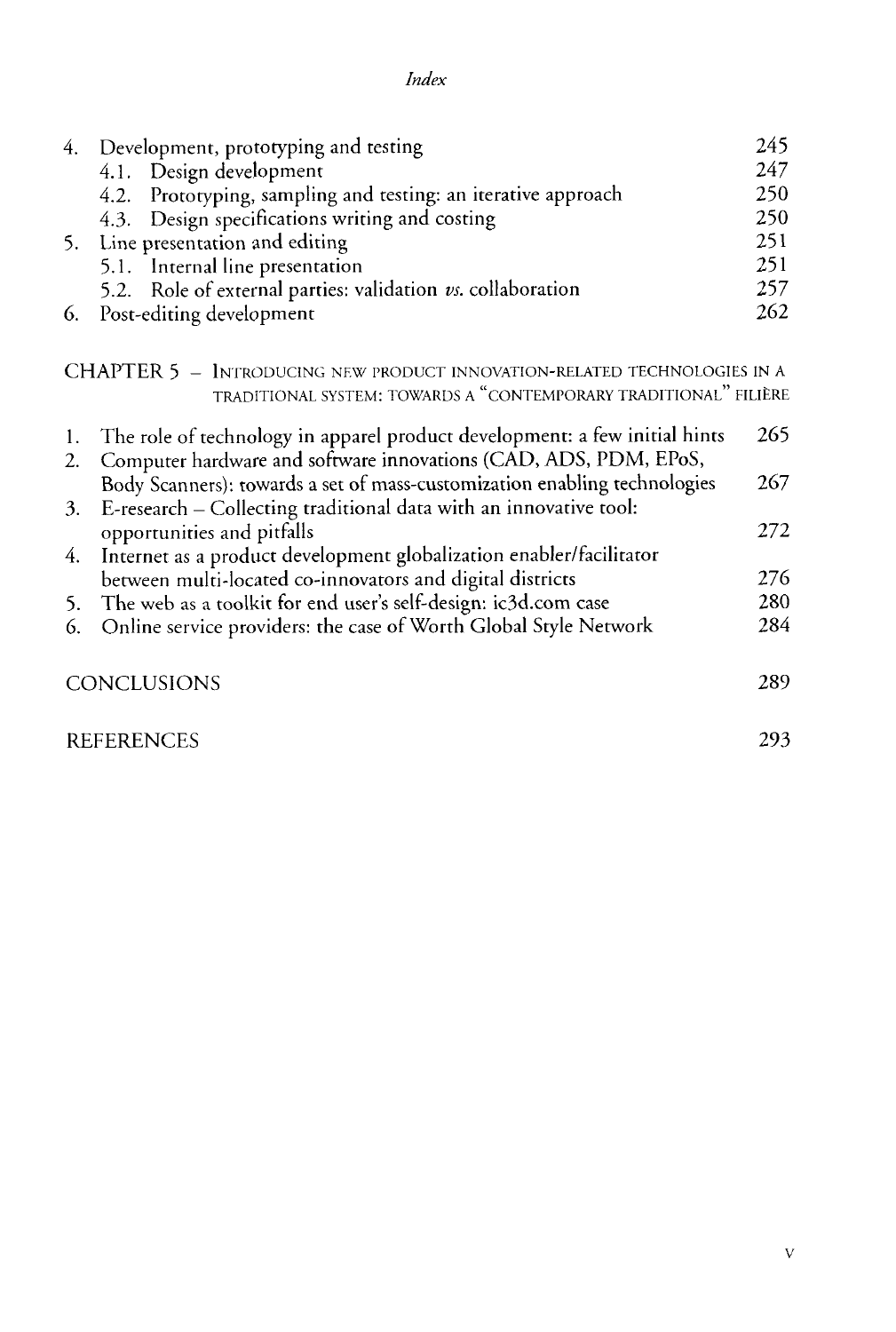4. Development, prototyping and testing 245
   - 4.1. Design development 247
   - 4.2. Prototyping, sampling and testing: an iterative approach 250
   - 4.3. Design specifications writing and costing 250
5. Line presentation and editing 251
   - 5.1. Internal line presentation 251
   - 5.2. Role of external parties: validation *vs.* collaboration 257
6. Post-editing development 262

## CHAPTER 5 – Introducing new product innovation-related technologies in a traditional system: towards a "contemporary traditional" filière

1. The role of technology in apparel product development: a few initial hints 265
2. Computer hardware and software innovations (CAD, ADS, PDM, EPoS, Body Scanners): towards a set of mass-customization enabling technologies 267
3. E-research – Collecting traditional data with an innovative tool: opportunities and pitfalls 272
4. Internet as a product development globalization enabler/facilitator between multi-located co-innovators and digital districts 276
5. The web as a toolkit for end user's self-design: ic3d.com case 280
6. Online service providers: the case of Worth Global Style Network 284

## CONCLUSIONS 289

## REFERENCES 293